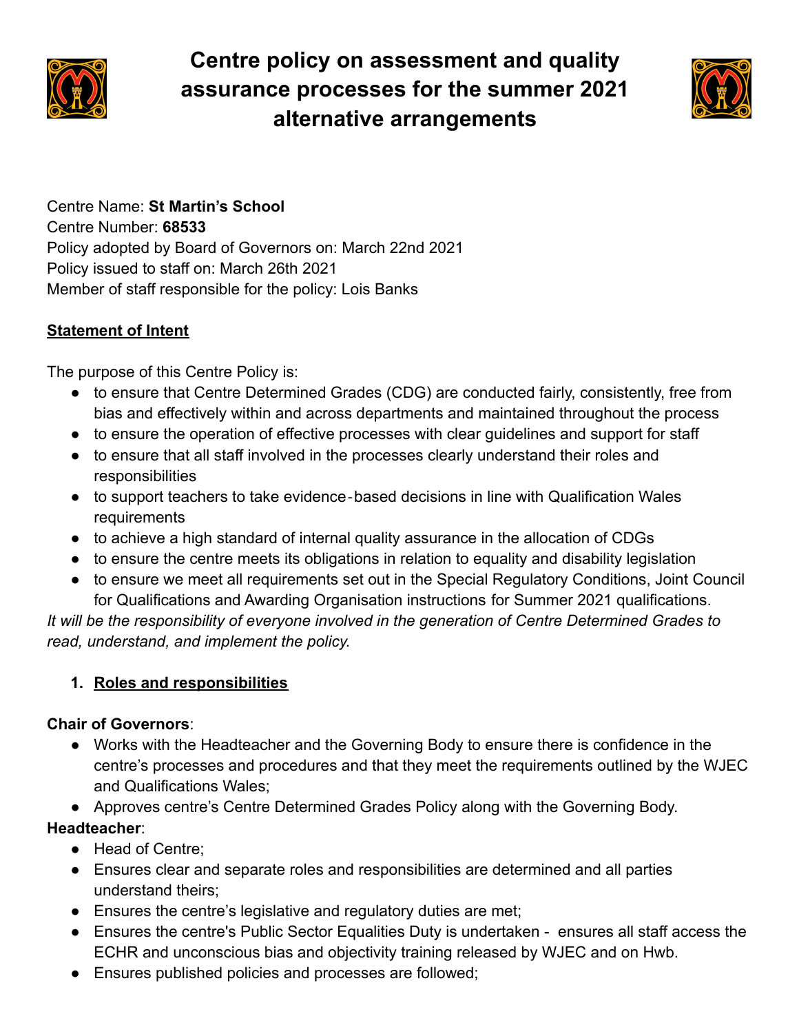# Centre policy on assessment and quality assurance processes for the summer 2021 alternative arrangements

Centre Name: **St Martin's School**
Centre Number: **68533**
Policy adopted by Board of Governors on: March 22nd 2021
Policy issued to staff on: March 26th 2021
Member of staff responsible for the policy: Lois Banks

## Statement of Intent

The purpose of this Centre Policy is:

- to ensure that Centre Determined Grades (CDG) are conducted fairly, consistently, free from bias and effectively within and across departments and maintained throughout the process
- to ensure the operation of effective processes with clear guidelines and support for staff
- to ensure that all staff involved in the processes clearly understand their roles and responsibilities
- to support teachers to take evidence-based decisions in line with Qualification Wales requirements
- to achieve a high standard of internal quality assurance in the allocation of CDGs
- to ensure the centre meets its obligations in relation to equality and disability legislation
- to ensure we meet all requirements set out in the Special Regulatory Conditions, Joint Council for Qualifications and Awarding Organisation instructions for Summer 2021 qualifications.

*It will be the responsibility of everyone involved in the generation of Centre Determined Grades to read, understand, and implement the policy.*

## 1. Roles and responsibilities

**Chair of Governors**:

- Works with the Headteacher and the Governing Body to ensure there is confidence in the centre's processes and procedures and that they meet the requirements outlined by the WJEC and Qualifications Wales;
- Approves centre's Centre Determined Grades Policy along with the Governing Body.

**Headteacher**:

- Head of Centre;
- Ensures clear and separate roles and responsibilities are determined and all parties understand theirs;
- Ensures the centre's legislative and regulatory duties are met;
- Ensures the centre's Public Sector Equalities Duty is undertaken - ensures all staff access the ECHR and unconscious bias and objectivity training released by WJEC and on Hwb.
- Ensures published policies and processes are followed;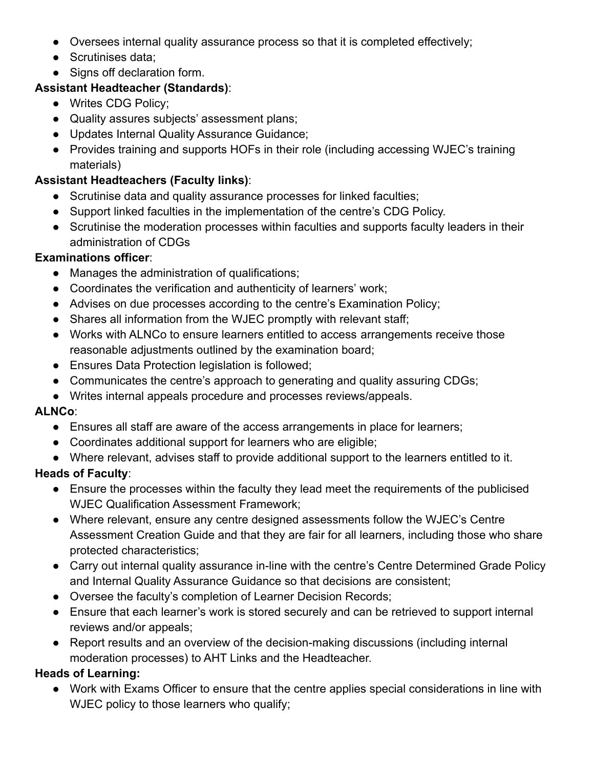- Oversees internal quality assurance process so that it is completed effectively;
- Scrutinises data;
- Signs off declaration form.

**Assistant Headteacher (Standards)**:

- Writes CDG Policy;
- Quality assures subjects' assessment plans;
- Updates Internal Quality Assurance Guidance;
- Provides training and supports HOFs in their role (including accessing WJEC's training materials)

**Assistant Headteachers (Faculty links)**:

- Scrutinise data and quality assurance processes for linked faculties;
- Support linked faculties in the implementation of the centre's CDG Policy.
- Scrutinise the moderation processes within faculties and supports faculty leaders in their administration of CDGs

**Examinations officer**:

- Manages the administration of qualifications;
- Coordinates the verification and authenticity of learners' work;
- Advises on due processes according to the centre's Examination Policy;
- Shares all information from the WJEC promptly with relevant staff;
- Works with ALNCo to ensure learners entitled to access arrangements receive those reasonable adjustments outlined by the examination board;
- Ensures Data Protection legislation is followed;
- Communicates the centre's approach to generating and quality assuring CDGs;
- Writes internal appeals procedure and processes reviews/appeals.

**ALNCo**:

- Ensures all staff are aware of the access arrangements in place for learners;
- Coordinates additional support for learners who are eligible;
- Where relevant, advises staff to provide additional support to the learners entitled to it.

**Heads of Faculty**:

- Ensure the processes within the faculty they lead meet the requirements of the publicised WJEC Qualification Assessment Framework;
- Where relevant, ensure any centre designed assessments follow the WJEC's Centre Assessment Creation Guide and that they are fair for all learners, including those who share protected characteristics;
- Carry out internal quality assurance in-line with the centre's Centre Determined Grade Policy and Internal Quality Assurance Guidance so that decisions are consistent;
- Oversee the faculty's completion of Learner Decision Records;
- Ensure that each learner's work is stored securely and can be retrieved to support internal reviews and/or appeals;
- Report results and an overview of the decision-making discussions (including internal moderation processes) to AHT Links and the Headteacher.

**Heads of Learning:**

- Work with Exams Officer to ensure that the centre applies special considerations in line with WJEC policy to those learners who qualify;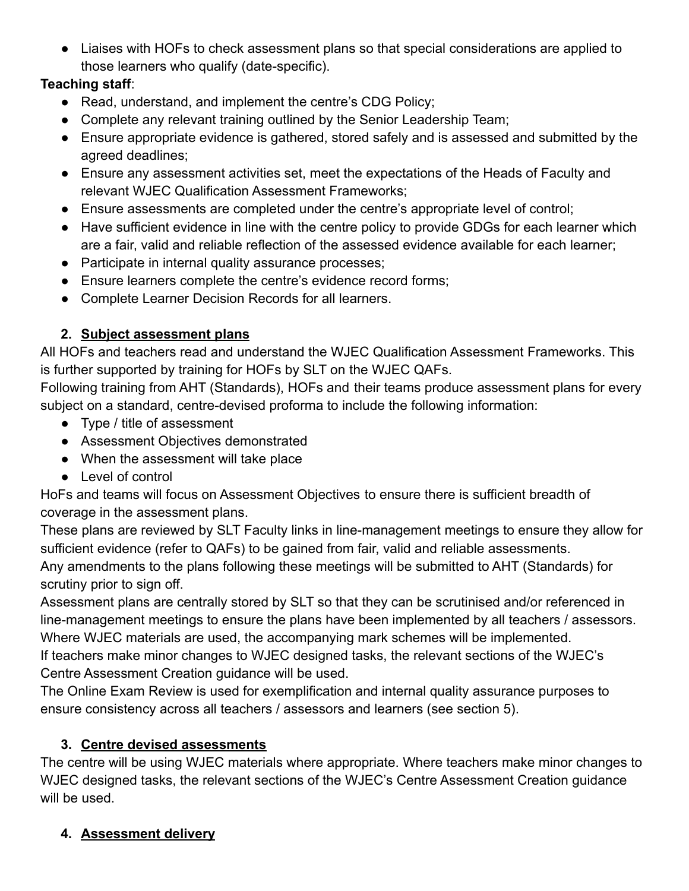- Liaises with HOFs to check assessment plans so that special considerations are applied to those learners who qualify (date-specific).

**Teaching staff**:

- Read, understand, and implement the centre's CDG Policy;
- Complete any relevant training outlined by the Senior Leadership Team;
- Ensure appropriate evidence is gathered, stored safely and is assessed and submitted by the agreed deadlines;
- Ensure any assessment activities set, meet the expectations of the Heads of Faculty and relevant WJEC Qualification Assessment Frameworks;
- Ensure assessments are completed under the centre's appropriate level of control;
- Have sufficient evidence in line with the centre policy to provide GDGs for each learner which are a fair, valid and reliable reflection of the assessed evidence available for each learner;
- Participate in internal quality assurance processes;
- Ensure learners complete the centre's evidence record forms;
- Complete Learner Decision Records for all learners.

## 2. Subject assessment plans

All HOFs and teachers read and understand the WJEC Qualification Assessment Frameworks. This is further supported by training for HOFs by SLT on the WJEC QAFs.

Following training from AHT (Standards), HOFs and their teams produce assessment plans for every subject on a standard, centre-devised proforma to include the following information:

- Type / title of assessment
- Assessment Objectives demonstrated
- When the assessment will take place
- Level of control

HoFs and teams will focus on Assessment Objectives to ensure there is sufficient breadth of coverage in the assessment plans.

These plans are reviewed by SLT Faculty links in line-management meetings to ensure they allow for sufficient evidence (refer to QAFs) to be gained from fair, valid and reliable assessments.

Any amendments to the plans following these meetings will be submitted to AHT (Standards) for scrutiny prior to sign off.

Assessment plans are centrally stored by SLT so that they can be scrutinised and/or referenced in line-management meetings to ensure the plans have been implemented by all teachers / assessors.

Where WJEC materials are used, the accompanying mark schemes will be implemented.

If teachers make minor changes to WJEC designed tasks, the relevant sections of the WJEC's Centre Assessment Creation guidance will be used.

The Online Exam Review is used for exemplification and internal quality assurance purposes to ensure consistency across all teachers / assessors and learners (see section 5).

## 3. Centre devised assessments

The centre will be using WJEC materials where appropriate. Where teachers make minor changes to WJEC designed tasks, the relevant sections of the WJEC's Centre Assessment Creation guidance will be used.

## 4. Assessment delivery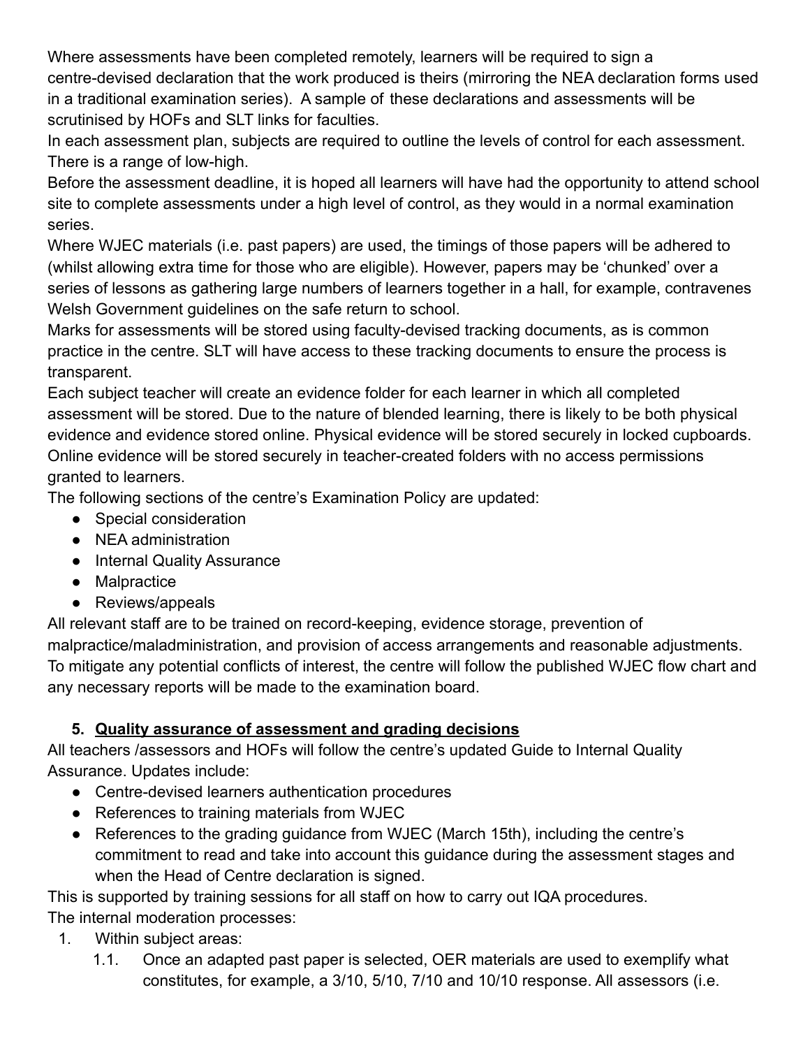Where assessments have been completed remotely, learners will be required to sign a centre-devised declaration that the work produced is theirs (mirroring the NEA declaration forms used in a traditional examination series). A sample of these declarations and assessments will be scrutinised by HOFs and SLT links for faculties.

In each assessment plan, subjects are required to outline the levels of control for each assessment. There is a range of low-high.

Before the assessment deadline, it is hoped all learners will have had the opportunity to attend school site to complete assessments under a high level of control, as they would in a normal examination series.

Where WJEC materials (i.e. past papers) are used, the timings of those papers will be adhered to (whilst allowing extra time for those who are eligible). However, papers may be 'chunked' over a series of lessons as gathering large numbers of learners together in a hall, for example, contravenes Welsh Government guidelines on the safe return to school.

Marks for assessments will be stored using faculty-devised tracking documents, as is common practice in the centre. SLT will have access to these tracking documents to ensure the process is transparent.

Each subject teacher will create an evidence folder for each learner in which all completed assessment will be stored. Due to the nature of blended learning, there is likely to be both physical evidence and evidence stored online. Physical evidence will be stored securely in locked cupboards. Online evidence will be stored securely in teacher-created folders with no access permissions granted to learners.

The following sections of the centre's Examination Policy are updated:

- Special consideration
- NEA administration
- Internal Quality Assurance
- Malpractice
- Reviews/appeals

All relevant staff are to be trained on record-keeping, evidence storage, prevention of malpractice/maladministration, and provision of access arrangements and reasonable adjustments.

To mitigate any potential conflicts of interest, the centre will follow the published WJEC flow chart and any necessary reports will be made to the examination board.

## 5. Quality assurance of assessment and grading decisions

All teachers /assessors and HOFs will follow the centre's updated Guide to Internal Quality Assurance. Updates include:

- Centre-devised learners authentication procedures
- References to training materials from WJEC
- References to the grading guidance from WJEC (March 15th), including the centre's commitment to read and take into account this guidance during the assessment stages and when the Head of Centre declaration is signed.

This is supported by training sessions for all staff on how to carry out IQA procedures.

The internal moderation processes:

1. Within subject areas:
   1.1. Once an adapted past paper is selected, OER materials are used to exemplify what constitutes, for example, a 3/10, 5/10, 7/10 and 10/10 response. All assessors (i.e.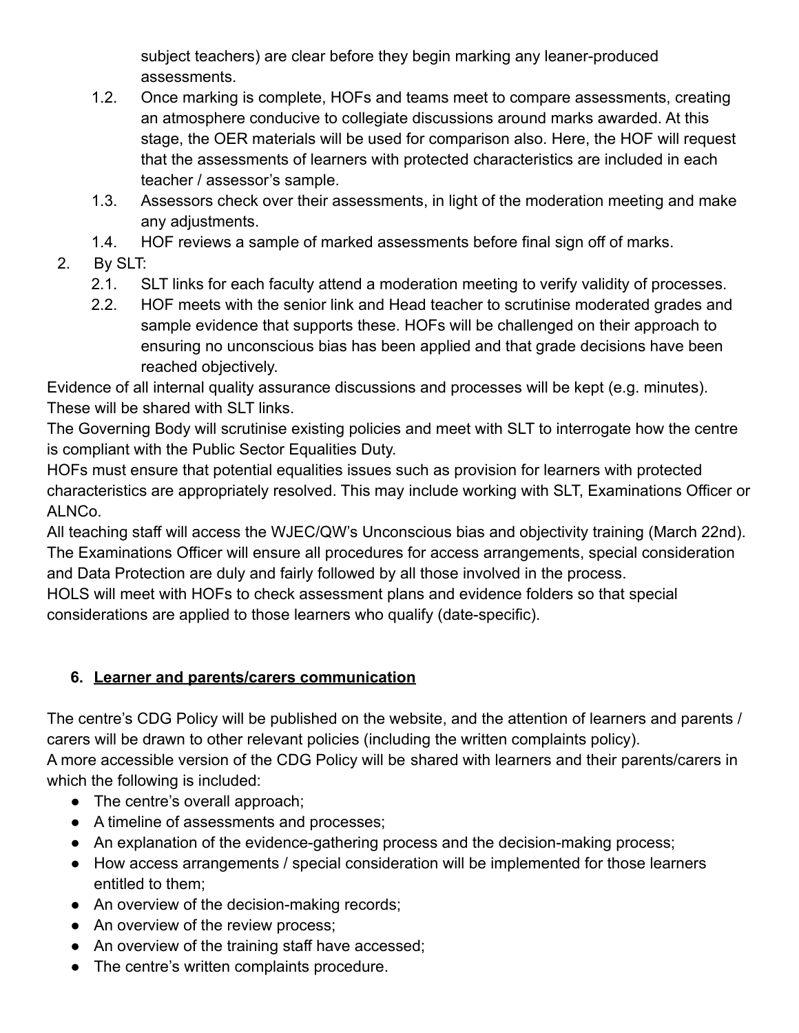subject teachers) are clear before they begin marking any leaner-produced assessments.

1.2. Once marking is complete, HOFs and teams meet to compare assessments, creating an atmosphere conducive to collegiate discussions around marks awarded. At this stage, the OER materials will be used for comparison also. Here, the HOF will request that the assessments of learners with protected characteristics are included in each teacher / assessor's sample.

1.3. Assessors check over their assessments, in light of the moderation meeting and make any adjustments.

1.4. HOF reviews a sample of marked assessments before final sign off of marks.

2. By SLT:

2.1. SLT links for each faculty attend a moderation meeting to verify validity of processes.

2.2. HOF meets with the senior link and Head teacher to scrutinise moderated grades and sample evidence that supports these. HOFs will be challenged on their approach to ensuring no unconscious bias has been applied and that grade decisions have been reached objectively.

Evidence of all internal quality assurance discussions and processes will be kept (e.g. minutes). These will be shared with SLT links.

The Governing Body will scrutinise existing policies and meet with SLT to interrogate how the centre is compliant with the Public Sector Equalities Duty.

HOFs must ensure that potential equalities issues such as provision for learners with protected characteristics are appropriately resolved. This may include working with SLT, Examinations Officer or ALNCo.

All teaching staff will access the WJEC/QW's Unconscious bias and objectivity training (March 22nd).

The Examinations Officer will ensure all procedures for access arrangements, special consideration and Data Protection are duly and fairly followed by all those involved in the process.

HOLS will meet with HOFs to check assessment plans and evidence folders so that special considerations are applied to those learners who qualify (date-specific).

## 6. Learner and parents/carers communication

The centre's CDG Policy will be published on the website, and the attention of learners and parents / carers will be drawn to other relevant policies (including the written complaints policy).

A more accessible version of the CDG Policy will be shared with learners and their parents/carers in which the following is included:

- The centre's overall approach;
- A timeline of assessments and processes;
- An explanation of the evidence-gathering process and the decision-making process;
- How access arrangements / special consideration will be implemented for those learners entitled to them;
- An overview of the decision-making records;
- An overview of the review process;
- An overview of the training staff have accessed;
- The centre's written complaints procedure.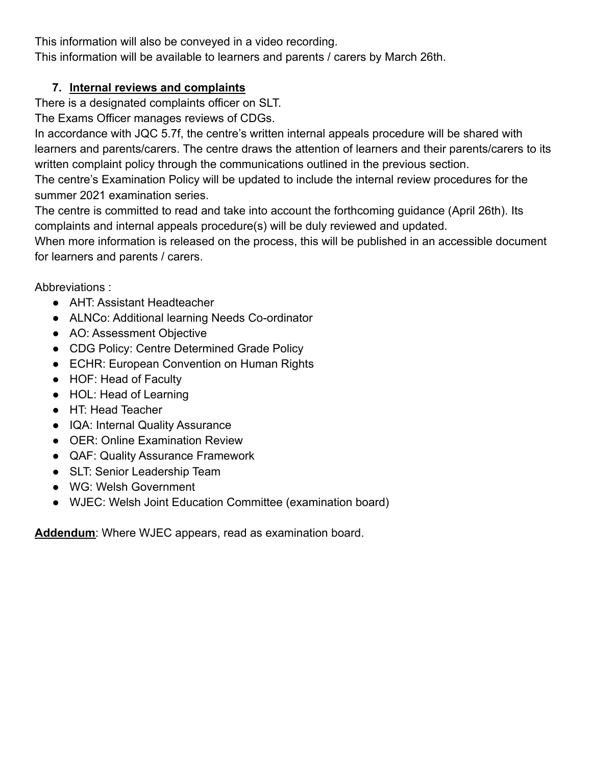This information will also be conveyed in a video recording.
This information will be available to learners and parents / carers by March 26th.

## 7. Internal reviews and complaints

There is a designated complaints officer on SLT.
The Exams Officer manages reviews of CDGs.
In accordance with JQC 5.7f, the centre's written internal appeals procedure will be shared with learners and parents/carers. The centre draws the attention of learners and their parents/carers to its written complaint policy through the communications outlined in the previous section.
The centre's Examination Policy will be updated to include the internal review procedures for the summer 2021 examination series.
The centre is committed to read and take into account the forthcoming guidance (April 26th). Its complaints and internal appeals procedure(s) will be duly reviewed and updated.
When more information is released on the process, this will be published in an accessible document for learners and parents / carers.

Abbreviations :

- AHT: Assistant Headteacher
- ALNCo: Additional learning Needs Co-ordinator
- AO: Assessment Objective
- CDG Policy: Centre Determined Grade Policy
- ECHR: European Convention on Human Rights
- HOF: Head of Faculty
- HOL: Head of Learning
- HT: Head Teacher
- IQA: Internal Quality Assurance
- OER: Online Examination Review
- QAF: Quality Assurance Framework
- SLT: Senior Leadership Team
- WG: Welsh Government
- WJEC: Welsh Joint Education Committee (examination board)

**Addendum**: Where WJEC appears, read as examination board.